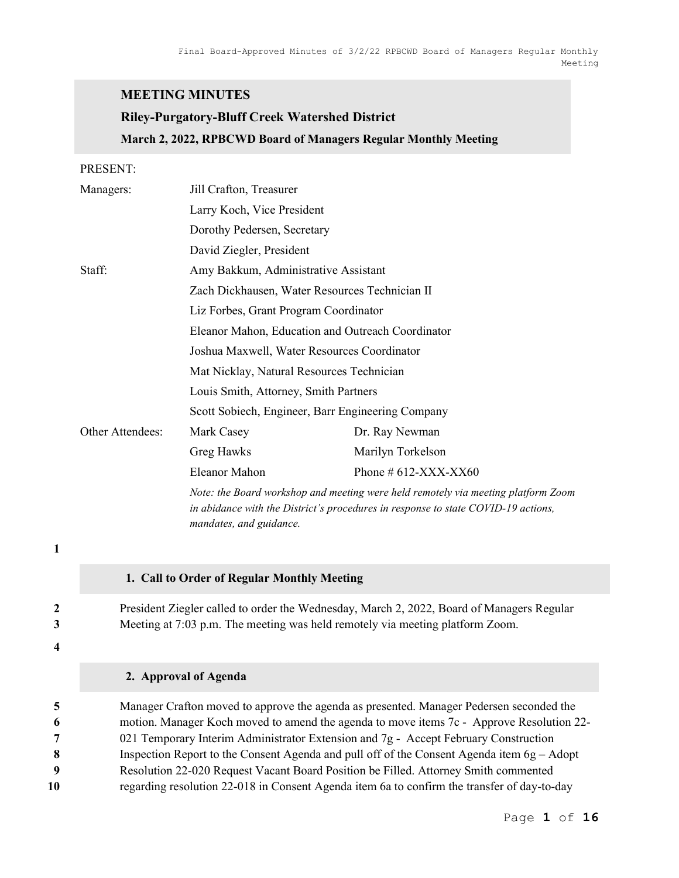# MEETING MINUTES

## Riley-Purgatory-Bluff Creek Watershed District

### March 2, 2022, RPBCWD Board of Managers Regular Monthly Meeting

PRESENT:

| | | |
|---|---|---|
| Managers: | Jill Crafton, Treasurer | |
| | Larry Koch, Vice President | |
| | Dorothy Pedersen, Secretary | |
| | David Ziegler, President | |
| Staff: | Amy Bakkum, Administrative Assistant | |
| | Zach Dickhausen, Water Resources Technician II | |
| | Liz Forbes, Grant Program Coordinator | |
| | Eleanor Mahon, Education and Outreach Coordinator | |
| | Joshua Maxwell, Water Resources Coordinator | |
| | Mat Nicklay, Natural Resources Technician | |
| | Louis Smith, Attorney, Smith Partners | |
| | Scott Sobiech, Engineer, Barr Engineering Company | |
| Other Attendees: | Mark Casey | Dr. Ray Newman |
| | Greg Hawks | Marilyn Torkelson |
| | Eleanor Mahon | Phone # 612-XXX-XX60 |

*Note: the Board workshop and meeting were held remotely via meeting platform Zoom in abidance with the District's procedures in response to state COVID-19 actions, mandates, and guidance.*

## 1. Call to Order of Regular Monthly Meeting

President Ziegler called to order the Wednesday, March 2, 2022, Board of Managers Regular Meeting at 7:03 p.m. The meeting was held remotely via meeting platform Zoom.

## 2. Approval of Agenda

Manager Crafton moved to approve the agenda as presented. Manager Pedersen seconded the motion. Manager Koch moved to amend the agenda to move items 7c - Approve Resolution 22-021 Temporary Interim Administrator Extension and 7g - Accept February Construction Inspection Report to the Consent Agenda and pull off of the Consent Agenda item 6g – Adopt Resolution 22-020 Request Vacant Board Position be Filled. Attorney Smith commented regarding resolution 22-018 in Consent Agenda item 6a to confirm the transfer of day-to-day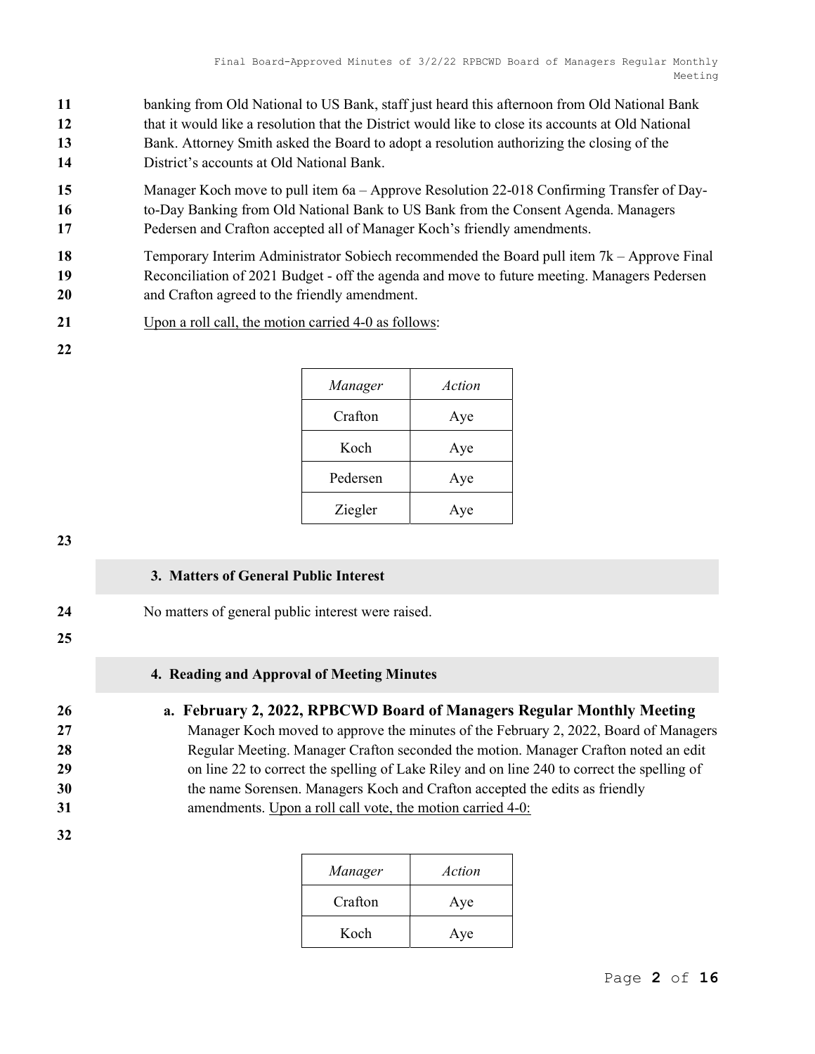banking from Old National to US Bank, staff just heard this afternoon from Old National Bank that it would like a resolution that the District would like to close its accounts at Old National Bank. Attorney Smith asked the Board to adopt a resolution authorizing the closing of the District's accounts at Old National Bank.

Manager Koch move to pull item 6a – Approve Resolution 22-018 Confirming Transfer of Day-to-Day Banking from Old National Bank to US Bank from the Consent Agenda. Managers Pedersen and Crafton accepted all of Manager Koch's friendly amendments.

Temporary Interim Administrator Sobiech recommended the Board pull item 7k – Approve Final Reconciliation of 2021 Budget - off the agenda and move to future meeting. Managers Pedersen and Crafton agreed to the friendly amendment.

Upon a roll call, the motion carried 4-0 as follows:

| *Manager* | *Action* |
|---|---|
| Crafton | Aye |
| Koch | Aye |
| Pedersen | Aye |
| Ziegler | Aye |

## 3. Matters of General Public Interest

No matters of general public interest were raised.

## 4. Reading and Approval of Meeting Minutes

### a. February 2, 2022, RPBCWD Board of Managers Regular Monthly Meeting

Manager Koch moved to approve the minutes of the February 2, 2022, Board of Managers Regular Meeting. Manager Crafton seconded the motion. Manager Crafton noted an edit on line 22 to correct the spelling of Lake Riley and on line 240 to correct the spelling of the name Sorensen. Managers Koch and Crafton accepted the edits as friendly amendments. Upon a roll call vote, the motion carried 4-0:

| *Manager* | *Action* |
|---|---|
| Crafton | Aye |
| Koch | Aye |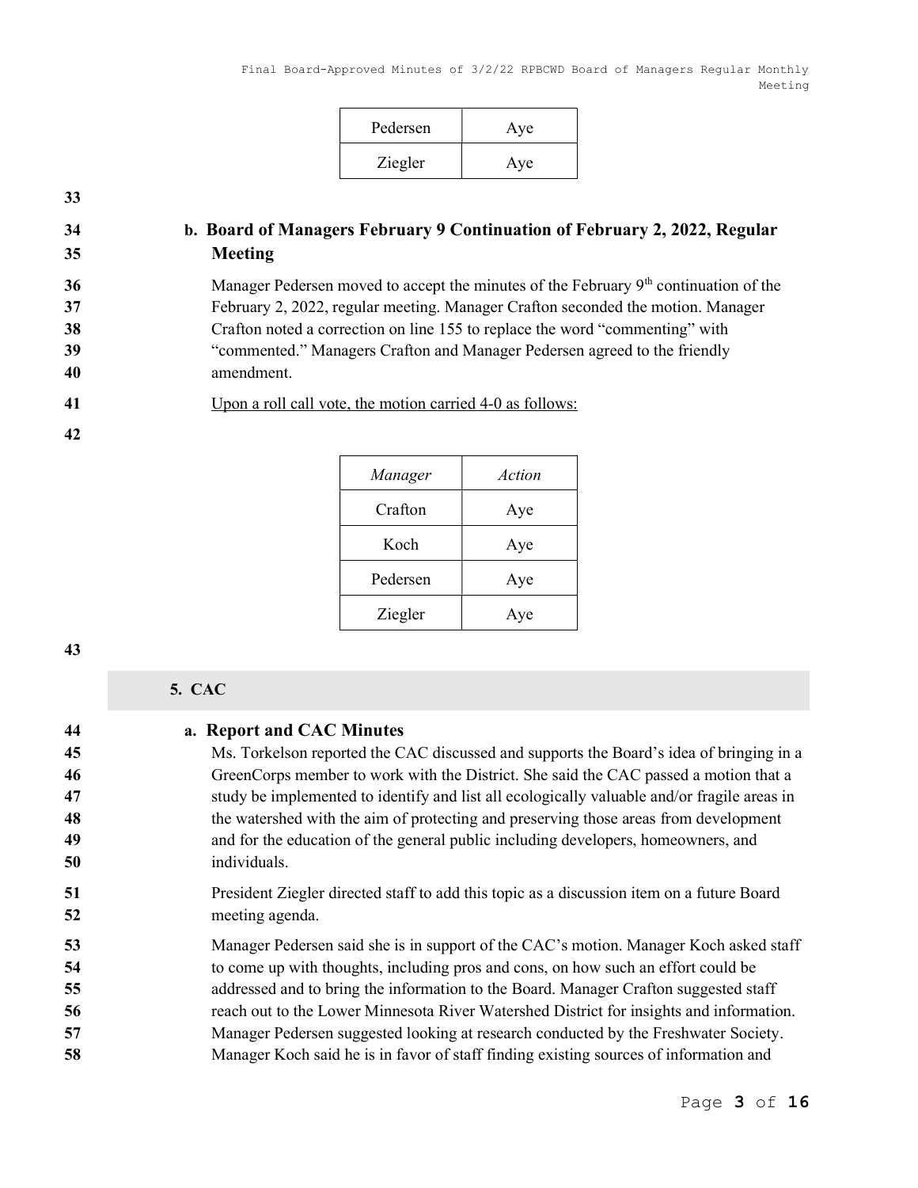| Pedersen | Aye |
| --- | --- |
| Ziegler | Aye |

33

34 **b. Board of Managers February 9 Continuation of February 2, 2022, Regular**
35 **Meeting**

36 Manager Pedersen moved to accept the minutes of the February 9th continuation of the
37 February 2, 2022, regular meeting. Manager Crafton seconded the motion. Manager
38 Crafton noted a correction on line 155 to replace the word "commenting" with
39 "commented." Managers Crafton and Manager Pedersen agreed to the friendly
40 amendment.

41 Upon a roll call vote, the motion carried 4-0 as follows:

42

| *Manager* | *Action* |
| --- | --- |
| Crafton | Aye |
| Koch | Aye |
| Pedersen | Aye |
| Ziegler | Aye |

43

## 5. CAC

44 **a. Report and CAC Minutes**
45 Ms. Torkelson reported the CAC discussed and supports the Board's idea of bringing in a
46 GreenCorps member to work with the District. She said the CAC passed a motion that a
47 study be implemented to identify and list all ecologically valuable and/or fragile areas in
48 the watershed with the aim of protecting and preserving those areas from development
49 and for the education of the general public including developers, homeowners, and
50 individuals.

51 President Ziegler directed staff to add this topic as a discussion item on a future Board
52 meeting agenda.

53 Manager Pedersen said she is in support of the CAC's motion. Manager Koch asked staff
54 to come up with thoughts, including pros and cons, on how such an effort could be
55 addressed and to bring the information to the Board. Manager Crafton suggested staff
56 reach out to the Lower Minnesota River Watershed District for insights and information.
57 Manager Pedersen suggested looking at research conducted by the Freshwater Society.
58 Manager Koch said he is in favor of staff finding existing sources of information and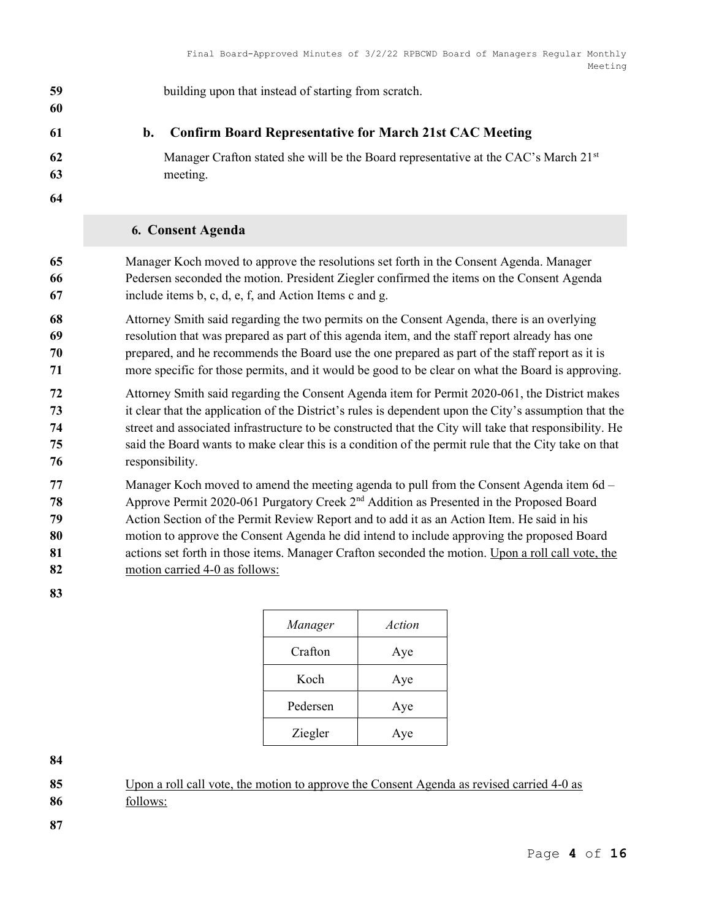building upon that instead of starting from scratch.

### b. Confirm Board Representative for March 21st CAC Meeting

Manager Crafton stated she will be the Board representative at the CAC's March 21st meeting.

## 6. Consent Agenda

Manager Koch moved to approve the resolutions set forth in the Consent Agenda. Manager Pedersen seconded the motion. President Ziegler confirmed the items on the Consent Agenda include items b, c, d, e, f, and Action Items c and g.

Attorney Smith said regarding the two permits on the Consent Agenda, there is an overlying resolution that was prepared as part of this agenda item, and the staff report already has one prepared, and he recommends the Board use the one prepared as part of the staff report as it is more specific for those permits, and it would be good to be clear on what the Board is approving.

Attorney Smith said regarding the Consent Agenda item for Permit 2020-061, the District makes it clear that the application of the District's rules is dependent upon the City's assumption that the street and associated infrastructure to be constructed that the City will take that responsibility. He said the Board wants to make clear this is a condition of the permit rule that the City take on that responsibility.

Manager Koch moved to amend the meeting agenda to pull from the Consent Agenda item 6d – Approve Permit 2020-061 Purgatory Creek 2nd Addition as Presented in the Proposed Board Action Section of the Permit Review Report and to add it as an Action Item. He said in his motion to approve the Consent Agenda he did intend to include approving the proposed Board actions set forth in those items. Manager Crafton seconded the motion. Upon a roll call vote, the motion carried 4-0 as follows:

| *Manager* | *Action* |
| --- | --- |
| Crafton | Aye |
| Koch | Aye |
| Pedersen | Aye |
| Ziegler | Aye |

Upon a roll call vote, the motion to approve the Consent Agenda as revised carried 4-0 as follows: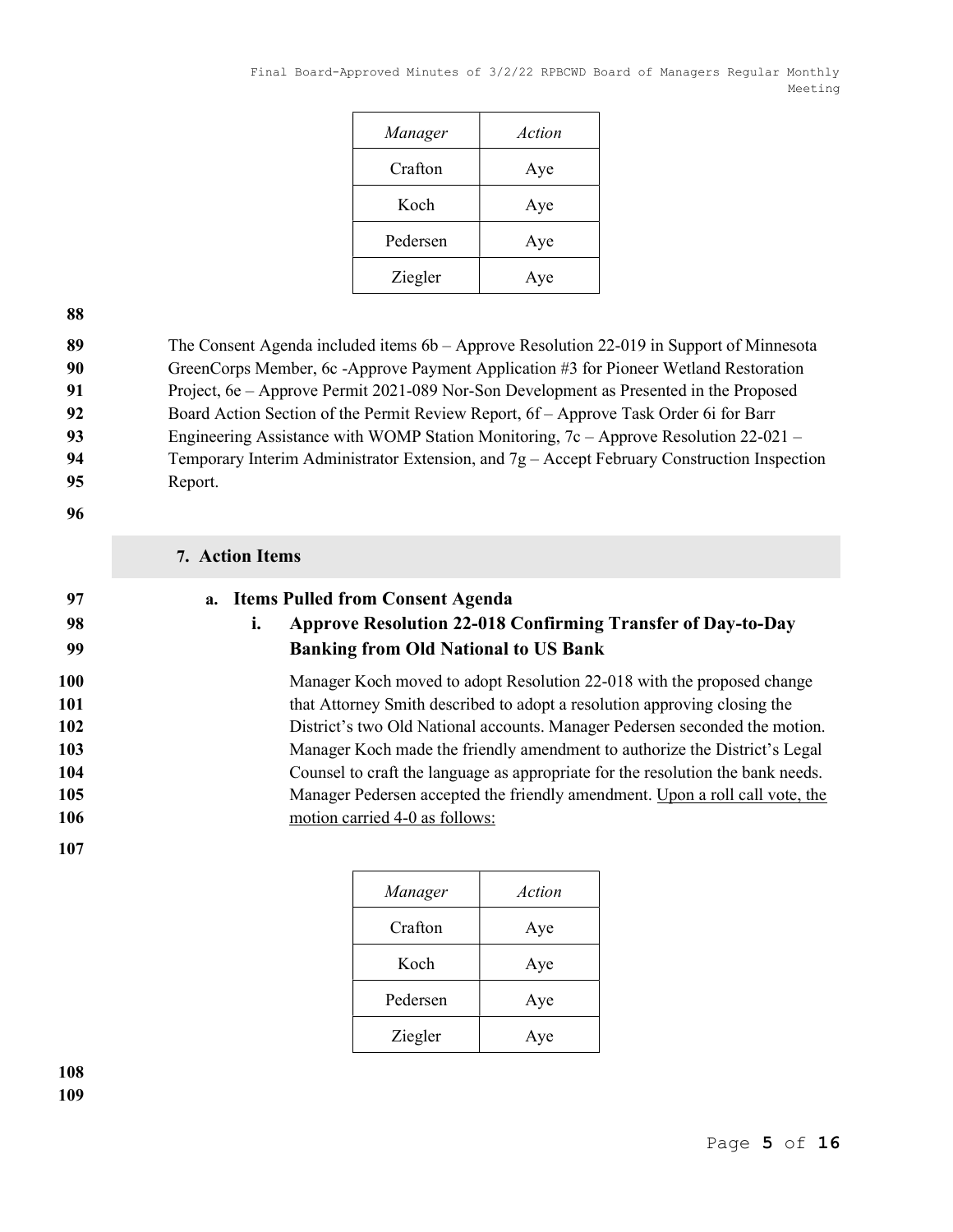| Manager | Action |
|---|---|
| Crafton | Aye |
| Koch | Aye |
| Pedersen | Aye |
| Ziegler | Aye |

The Consent Agenda included items 6b – Approve Resolution 22-019 in Support of Minnesota GreenCorps Member, 6c -Approve Payment Application #3 for Pioneer Wetland Restoration Project, 6e – Approve Permit 2021-089 Nor-Son Development as Presented in the Proposed Board Action Section of the Permit Review Report, 6f – Approve Task Order 6i for Barr Engineering Assistance with WOMP Station Monitoring, 7c – Approve Resolution 22-021 – Temporary Interim Administrator Extension, and 7g – Accept February Construction Inspection Report.

## 7. Action Items

### a. Items Pulled from Consent Agenda

#### i. Approve Resolution 22-018 Confirming Transfer of Day-to-Day Banking from Old National to US Bank

Manager Koch moved to adopt Resolution 22-018 with the proposed change that Attorney Smith described to adopt a resolution approving closing the District's two Old National accounts. Manager Pedersen seconded the motion. Manager Koch made the friendly amendment to authorize the District's Legal Counsel to craft the language as appropriate for the resolution the bank needs. Manager Pedersen accepted the friendly amendment. Upon a roll call vote, the motion carried 4-0 as follows:

| Manager | Action |
|---|---|
| Crafton | Aye |
| Koch | Aye |
| Pedersen | Aye |
| Ziegler | Aye |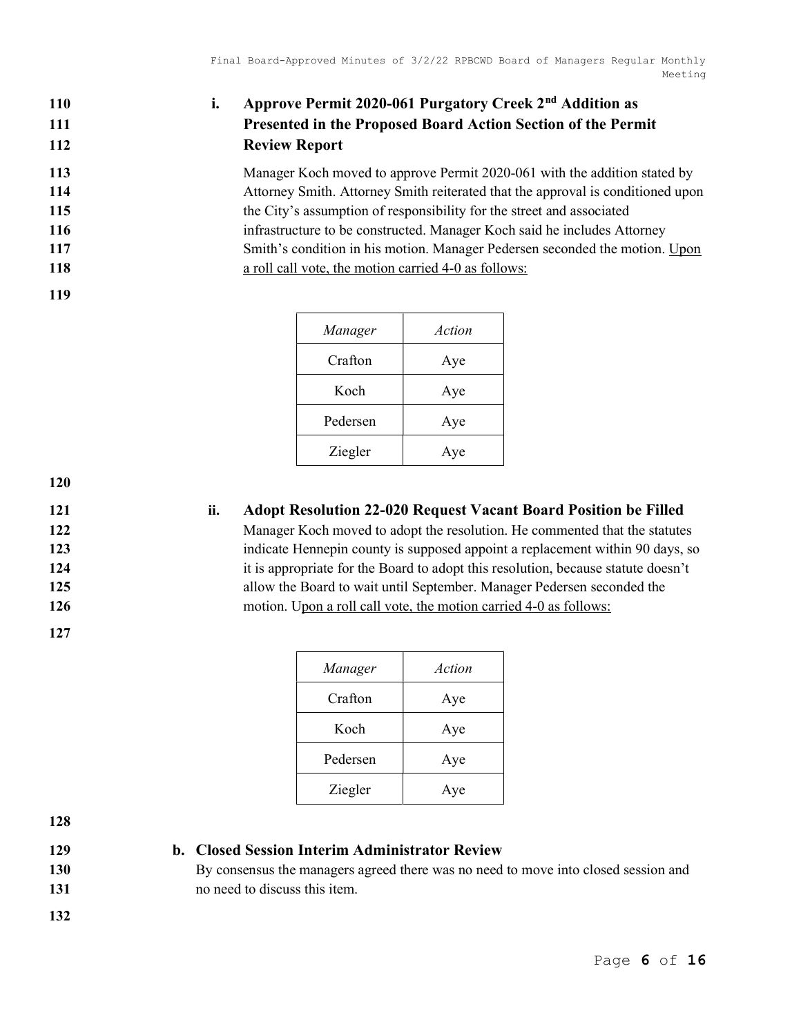### i. Approve Permit 2020-061 Purgatory Creek 2nd Addition as Presented in the Proposed Board Action Section of the Permit Review Report

Manager Koch moved to approve Permit 2020-061 with the addition stated by Attorney Smith. Attorney Smith reiterated that the approval is conditioned upon the City's assumption of responsibility for the street and associated infrastructure to be constructed. Manager Koch said he includes Attorney Smith's condition in his motion. Manager Pedersen seconded the motion. Upon a roll call vote, the motion carried 4-0 as follows:

| *Manager* | *Action* |
|---|---|
| Crafton | Aye |
| Koch | Aye |
| Pedersen | Aye |
| Ziegler | Aye |

### ii. Adopt Resolution 22-020 Request Vacant Board Position be Filled

Manager Koch moved to adopt the resolution. He commented that the statutes indicate Hennepin county is supposed appoint a replacement within 90 days, so it is appropriate for the Board to adopt this resolution, because statute doesn't allow the Board to wait until September. Manager Pedersen seconded the motion. Upon a roll call vote, the motion carried 4-0 as follows:

| *Manager* | *Action* |
|---|---|
| Crafton | Aye |
| Koch | Aye |
| Pedersen | Aye |
| Ziegler | Aye |

## b. Closed Session Interim Administrator Review

By consensus the managers agreed there was no need to move into closed session and no need to discuss this item.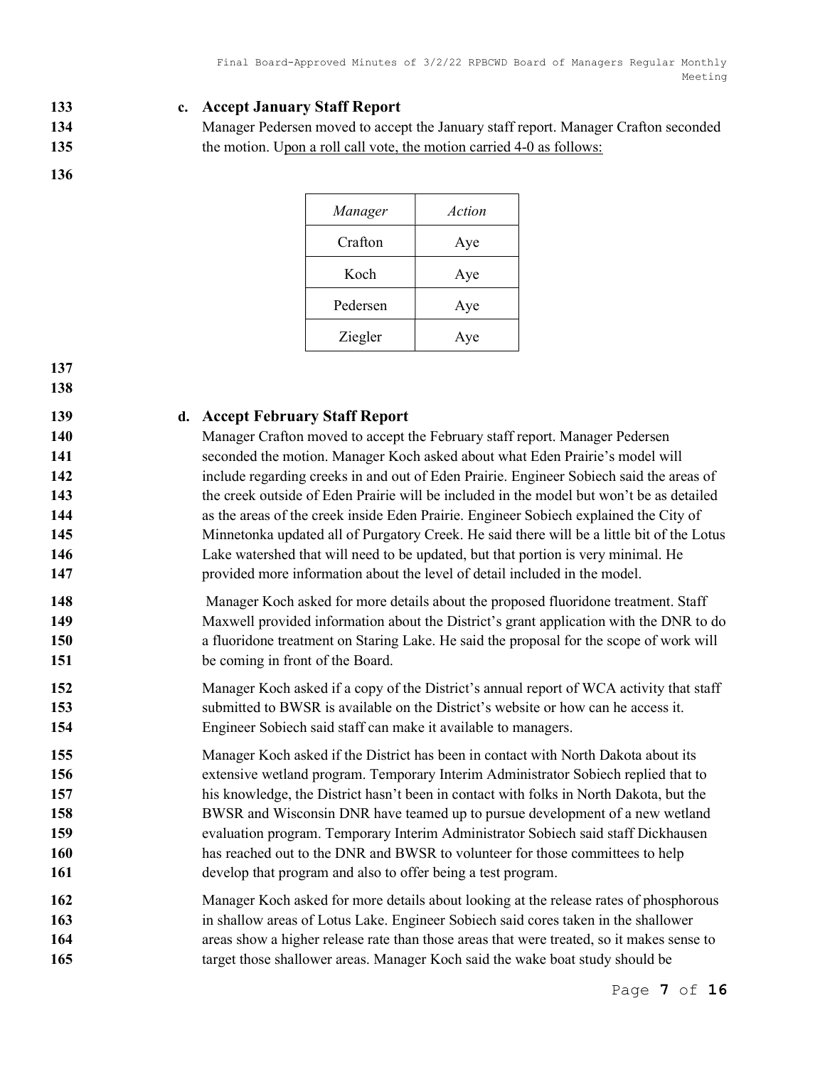### c. Accept January Staff Report

Manager Pedersen moved to accept the January staff report. Manager Crafton seconded the motion. Upon a roll call vote, the motion carried 4-0 as follows:

| *Manager* | *Action* |
|---|---|
| Crafton | Aye |
| Koch | Aye |
| Pedersen | Aye |
| Ziegler | Aye |

### d. Accept February Staff Report

Manager Crafton moved to accept the February staff report. Manager Pedersen seconded the motion. Manager Koch asked about what Eden Prairie's model will include regarding creeks in and out of Eden Prairie. Engineer Sobiech said the areas of the creek outside of Eden Prairie will be included in the model but won't be as detailed as the areas of the creek inside Eden Prairie. Engineer Sobiech explained the City of Minnetonka updated all of Purgatory Creek. He said there will be a little bit of the Lotus Lake watershed that will need to be updated, but that portion is very minimal. He provided more information about the level of detail included in the model.

Manager Koch asked for more details about the proposed fluoridone treatment. Staff Maxwell provided information about the District's grant application with the DNR to do a fluoridone treatment on Staring Lake. He said the proposal for the scope of work will be coming in front of the Board.

Manager Koch asked if a copy of the District's annual report of WCA activity that staff submitted to BWSR is available on the District's website or how can he access it. Engineer Sobiech said staff can make it available to managers.

Manager Koch asked if the District has been in contact with North Dakota about its extensive wetland program. Temporary Interim Administrator Sobiech replied that to his knowledge, the District hasn't been in contact with folks in North Dakota, but the BWSR and Wisconsin DNR have teamed up to pursue development of a new wetland evaluation program. Temporary Interim Administrator Sobiech said staff Dickhausen has reached out to the DNR and BWSR to volunteer for those committees to help develop that program and also to offer being a test program.

Manager Koch asked for more details about looking at the release rates of phosphorous in shallow areas of Lotus Lake. Engineer Sobiech said cores taken in the shallower areas show a higher release rate than those areas that were treated, so it makes sense to target those shallower areas. Manager Koch said the wake boat study should be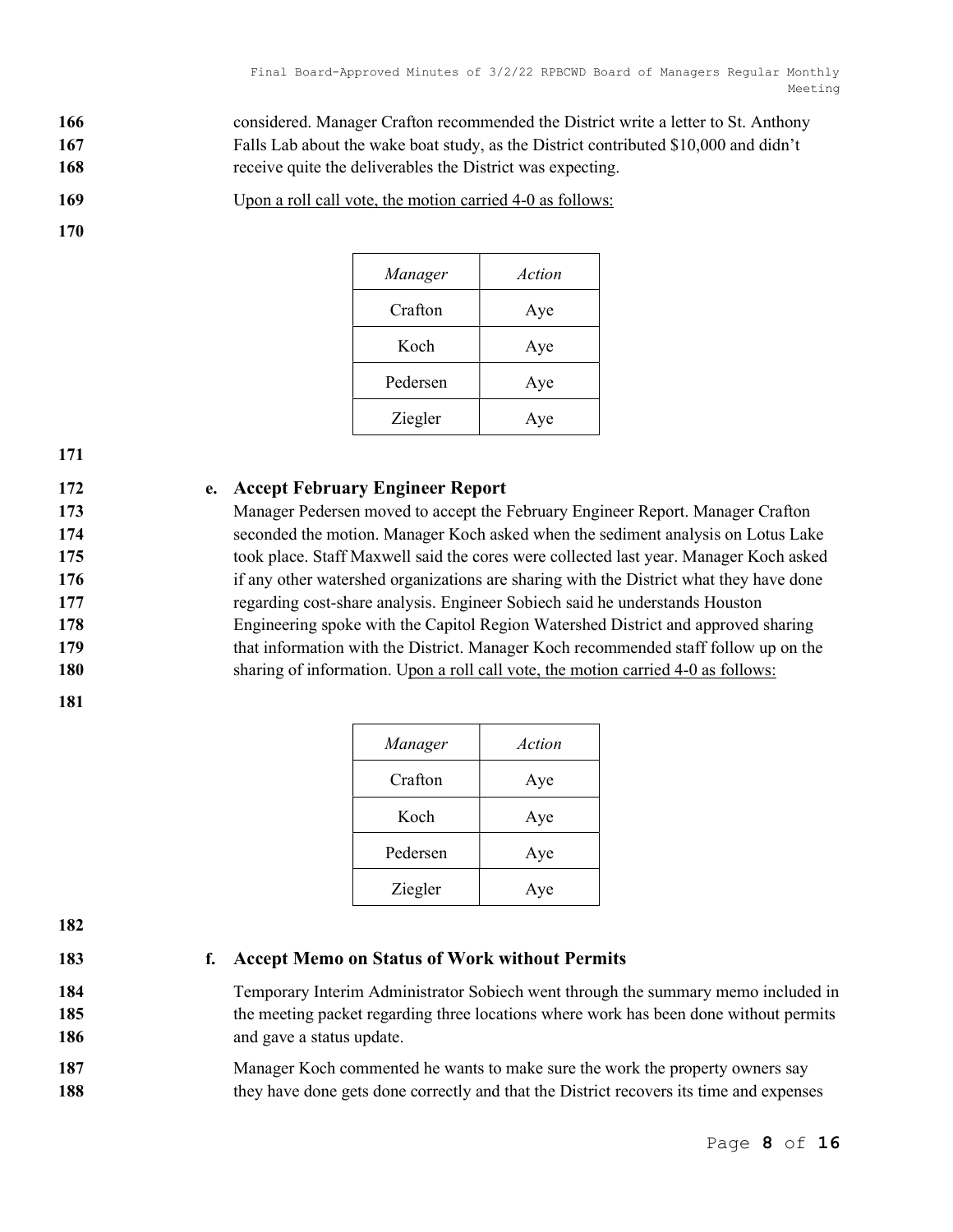considered. Manager Crafton recommended the District write a letter to St. Anthony Falls Lab about the wake boat study, as the District contributed $10,000 and didn't receive quite the deliverables the District was expecting.

Upon a roll call vote, the motion carried 4-0 as follows:

| *Manager* | *Action* |
|---|---|
| Crafton | Aye |
| Koch | Aye |
| Pedersen | Aye |
| Ziegler | Aye |

### e. Accept February Engineer Report

Manager Pedersen moved to accept the February Engineer Report. Manager Crafton seconded the motion. Manager Koch asked when the sediment analysis on Lotus Lake took place. Staff Maxwell said the cores were collected last year. Manager Koch asked if any other watershed organizations are sharing with the District what they have done regarding cost-share analysis. Engineer Sobiech said he understands Houston Engineering spoke with the Capitol Region Watershed District and approved sharing that information with the District. Manager Koch recommended staff follow up on the sharing of information. Upon a roll call vote, the motion carried 4-0 as follows:

| *Manager* | *Action* |
|---|---|
| Crafton | Aye |
| Koch | Aye |
| Pedersen | Aye |
| Ziegler | Aye |

### f. Accept Memo on Status of Work without Permits

Temporary Interim Administrator Sobiech went through the summary memo included in the meeting packet regarding three locations where work has been done without permits and gave a status update.

Manager Koch commented he wants to make sure the work the property owners say they have done gets done correctly and that the District recovers its time and expenses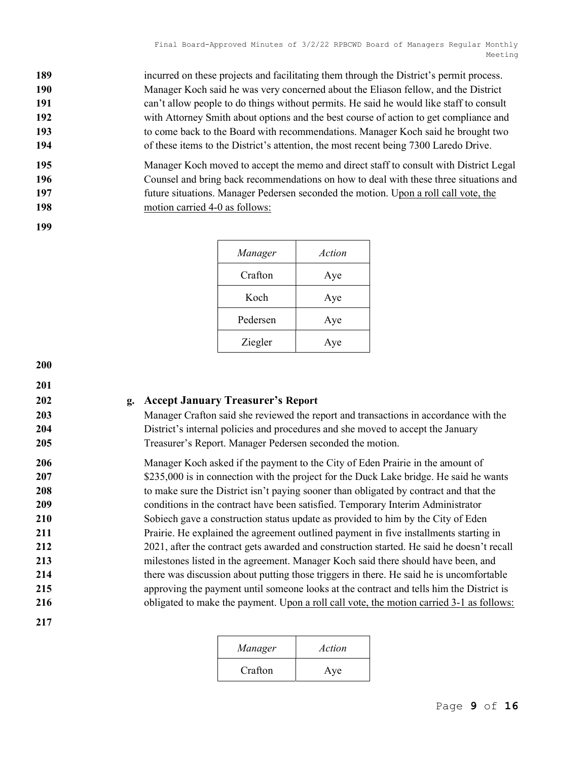incurred on these projects and facilitating them through the District's permit process. Manager Koch said he was very concerned about the Eliason fellow, and the District can't allow people to do things without permits. He said he would like staff to consult with Attorney Smith about options and the best course of action to get compliance and to come back to the Board with recommendations. Manager Koch said he brought two of these items to the District's attention, the most recent being 7300 Laredo Drive.

Manager Koch moved to accept the memo and direct staff to consult with District Legal Counsel and bring back recommendations on how to deal with these three situations and future situations. Manager Pedersen seconded the motion. Upon a roll call vote, the motion carried 4-0 as follows:

| *Manager* | *Action* |
|---|---|
| Crafton | Aye |
| Koch | Aye |
| Pedersen | Aye |
| Ziegler | Aye |

**g. Accept January Treasurer's Report**

Manager Crafton said she reviewed the report and transactions in accordance with the District's internal policies and procedures and she moved to accept the January Treasurer's Report. Manager Pedersen seconded the motion.

Manager Koch asked if the payment to the City of Eden Prairie in the amount of $235,000 is in connection with the project for the Duck Lake bridge. He said he wants to make sure the District isn't paying sooner than obligated by contract and that the conditions in the contract have been satisfied. Temporary Interim Administrator Sobiech gave a construction status update as provided to him by the City of Eden Prairie. He explained the agreement outlined payment in five installments starting in 2021, after the contract gets awarded and construction started. He said he doesn't recall milestones listed in the agreement. Manager Koch said there should have been, and there was discussion about putting those triggers in there. He said he is uncomfortable approving the payment until someone looks at the contract and tells him the District is obligated to make the payment. Upon a roll call vote, the motion carried 3-1 as follows:

| *Manager* | *Action* |
|---|---|
| Crafton | Aye |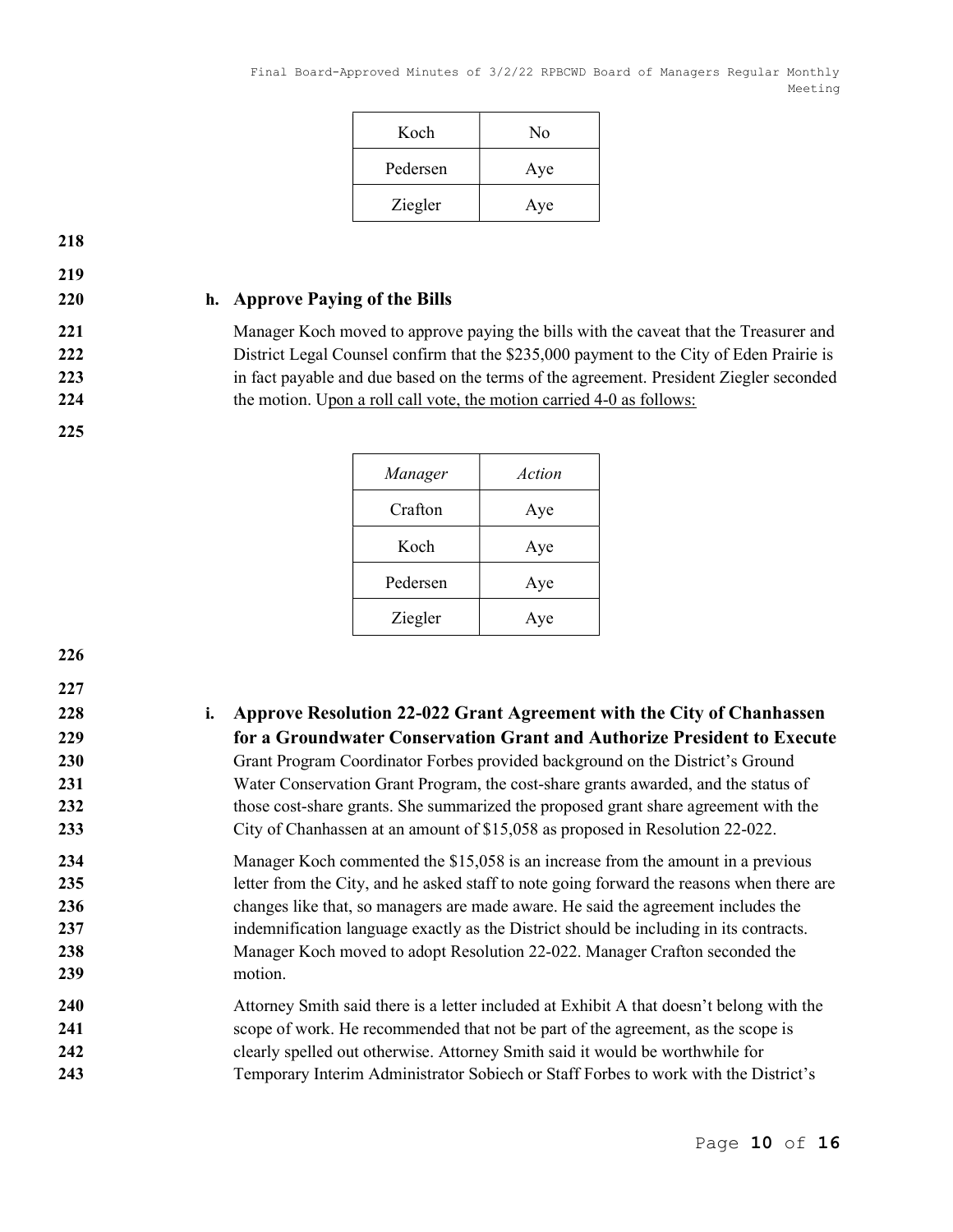| Koch | No |
|---|---|
| Pedersen | Aye |
| Ziegler | Aye |

### h. Approve Paying of the Bills

Manager Koch moved to approve paying the bills with the caveat that the Treasurer and District Legal Counsel confirm that the $235,000 payment to the City of Eden Prairie is in fact payable and due based on the terms of the agreement. President Ziegler seconded the motion. Upon a roll call vote, the motion carried 4-0 as follows:

| *Manager* | *Action* |
|---|---|
| Crafton | Aye |
| Koch | Aye |
| Pedersen | Aye |
| Ziegler | Aye |

### i. Approve Resolution 22-022 Grant Agreement with the City of Chanhassen for a Groundwater Conservation Grant and Authorize President to Execute

Grant Program Coordinator Forbes provided background on the District's Ground Water Conservation Grant Program, the cost-share grants awarded, and the status of those cost-share grants. She summarized the proposed grant share agreement with the City of Chanhassen at an amount of $15,058 as proposed in Resolution 22-022.

Manager Koch commented the $15,058 is an increase from the amount in a previous letter from the City, and he asked staff to note going forward the reasons when there are changes like that, so managers are made aware. He said the agreement includes the indemnification language exactly as the District should be including in its contracts. Manager Koch moved to adopt Resolution 22-022. Manager Crafton seconded the motion.

Attorney Smith said there is a letter included at Exhibit A that doesn't belong with the scope of work. He recommended that not be part of the agreement, as the scope is clearly spelled out otherwise. Attorney Smith said it would be worthwhile for Temporary Interim Administrator Sobiech or Staff Forbes to work with the District's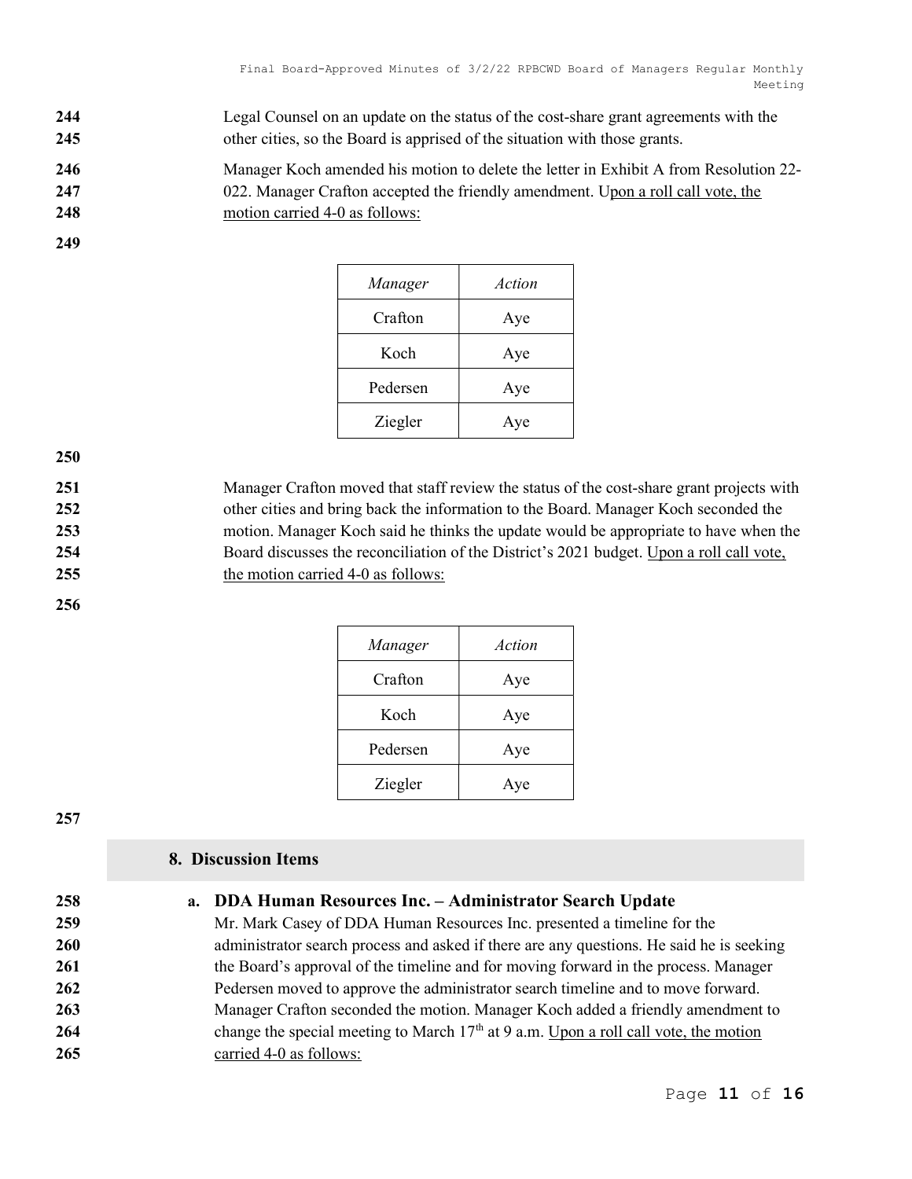Legal Counsel on an update on the status of the cost-share grant agreements with the other cities, so the Board is apprised of the situation with those grants.

Manager Koch amended his motion to delete the letter in Exhibit A from Resolution 22-022. Manager Crafton accepted the friendly amendment. Upon a roll call vote, the motion carried 4-0 as follows:

| *Manager* | *Action* |
|---|---|
| Crafton | Aye |
| Koch | Aye |
| Pedersen | Aye |
| Ziegler | Aye |

Manager Crafton moved that staff review the status of the cost-share grant projects with other cities and bring back the information to the Board. Manager Koch seconded the motion. Manager Koch said he thinks the update would be appropriate to have when the Board discusses the reconciliation of the District's 2021 budget. Upon a roll call vote, the motion carried 4-0 as follows:

| *Manager* | *Action* |
|---|---|
| Crafton | Aye |
| Koch | Aye |
| Pedersen | Aye |
| Ziegler | Aye |

## 8. Discussion Items

### a. DDA Human Resources Inc. – Administrator Search Update

Mr. Mark Casey of DDA Human Resources Inc. presented a timeline for the administrator search process and asked if there are any questions. He said he is seeking the Board's approval of the timeline and for moving forward in the process. Manager Pedersen moved to approve the administrator search timeline and to move forward. Manager Crafton seconded the motion. Manager Koch added a friendly amendment to change the special meeting to March 17th at 9 a.m. Upon a roll call vote, the motion carried 4-0 as follows: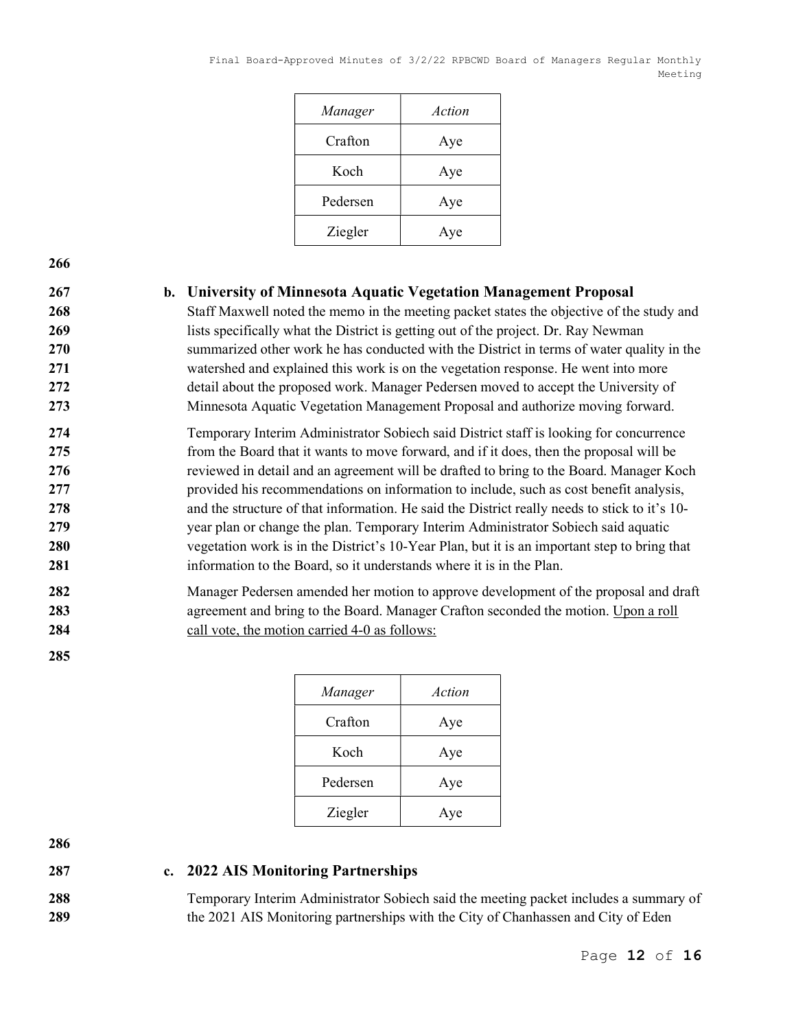| Manager | Action |
|---|---|
| Crafton | Aye |
| Koch | Aye |
| Pedersen | Aye |
| Ziegler | Aye |

**b. University of Minnesota Aquatic Vegetation Management Proposal**

Staff Maxwell noted the memo in the meeting packet states the objective of the study and lists specifically what the District is getting out of the project. Dr. Ray Newman summarized other work he has conducted with the District in terms of water quality in the watershed and explained this work is on the vegetation response. He went into more detail about the proposed work. Manager Pedersen moved to accept the University of Minnesota Aquatic Vegetation Management Proposal and authorize moving forward.

Temporary Interim Administrator Sobiech said District staff is looking for concurrence from the Board that it wants to move forward, and if it does, then the proposal will be reviewed in detail and an agreement will be drafted to bring to the Board. Manager Koch provided his recommendations on information to include, such as cost benefit analysis, and the structure of that information. He said the District really needs to stick to it's 10-year plan or change the plan. Temporary Interim Administrator Sobiech said aquatic vegetation work is in the District's 10-Year Plan, but it is an important step to bring that information to the Board, so it understands where it is in the Plan.

Manager Pedersen amended her motion to approve development of the proposal and draft agreement and bring to the Board. Manager Crafton seconded the motion. Upon a roll call vote, the motion carried 4-0 as follows:

| Manager | Action |
|---|---|
| Crafton | Aye |
| Koch | Aye |
| Pedersen | Aye |
| Ziegler | Aye |

**c. 2022 AIS Monitoring Partnerships**

Temporary Interim Administrator Sobiech said the meeting packet includes a summary of the 2021 AIS Monitoring partnerships with the City of Chanhassen and City of Eden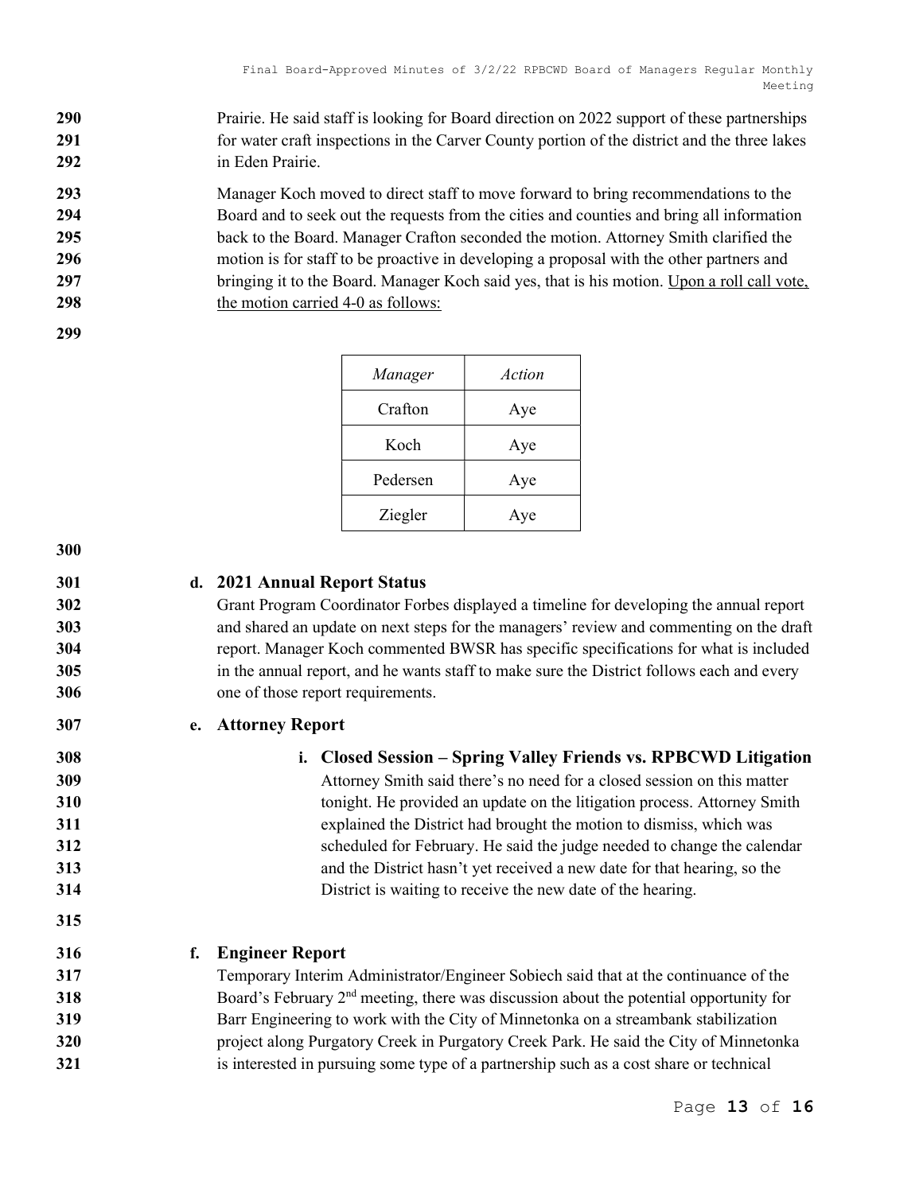Prairie. He said staff is looking for Board direction on 2022 support of these partnerships for water craft inspections in the Carver County portion of the district and the three lakes in Eden Prairie.

Manager Koch moved to direct staff to move forward to bring recommendations to the Board and to seek out the requests from the cities and counties and bring all information back to the Board. Manager Crafton seconded the motion. Attorney Smith clarified the motion is for staff to be proactive in developing a proposal with the other partners and bringing it to the Board. Manager Koch said yes, that is his motion. Upon a roll call vote, the motion carried 4-0 as follows:

| *Manager* | *Action* |
|---|---|
| Crafton | Aye |
| Koch | Aye |
| Pedersen | Aye |
| Ziegler | Aye |

**d. 2021 Annual Report Status**

Grant Program Coordinator Forbes displayed a timeline for developing the annual report and shared an update on next steps for the managers' review and commenting on the draft report. Manager Koch commented BWSR has specific specifications for what is included in the annual report, and he wants staff to make sure the District follows each and every one of those report requirements.

**e. Attorney Report**

**i. Closed Session – Spring Valley Friends vs. RPBCWD Litigation**

Attorney Smith said there's no need for a closed session on this matter tonight. He provided an update on the litigation process. Attorney Smith explained the District had brought the motion to dismiss, which was scheduled for February. He said the judge needed to change the calendar and the District hasn't yet received a new date for that hearing, so the District is waiting to receive the new date of the hearing.

**f. Engineer Report**

Temporary Interim Administrator/Engineer Sobiech said that at the continuance of the Board's February 2nd meeting, there was discussion about the potential opportunity for Barr Engineering to work with the City of Minnetonka on a streambank stabilization project along Purgatory Creek in Purgatory Creek Park. He said the City of Minnetonka is interested in pursuing some type of a partnership such as a cost share or technical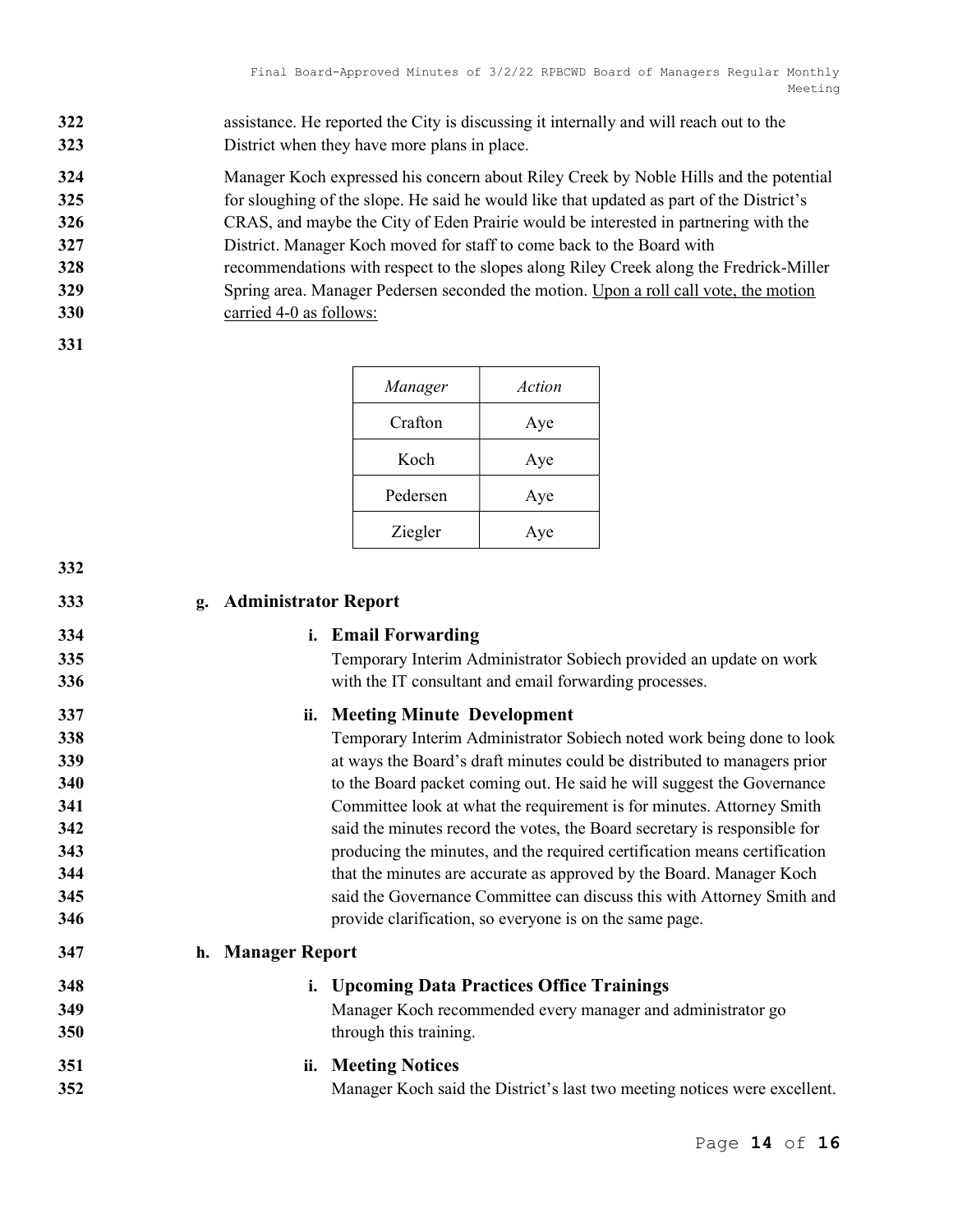assistance. He reported the City is discussing it internally and will reach out to the District when they have more plans in place.

Manager Koch expressed his concern about Riley Creek by Noble Hills and the potential for sloughing of the slope. He said he would like that updated as part of the District's CRAS, and maybe the City of Eden Prairie would be interested in partnering with the District. Manager Koch moved for staff to come back to the Board with recommendations with respect to the slopes along Riley Creek along the Fredrick-Miller Spring area. Manager Pedersen seconded the motion. Upon a roll call vote, the motion carried 4-0 as follows:

| *Manager* | *Action* |
|---|---|
| Crafton | Aye |
| Koch | Aye |
| Pedersen | Aye |
| Ziegler | Aye |

**g. Administrator Report**

**i. Email Forwarding**

Temporary Interim Administrator Sobiech provided an update on work with the IT consultant and email forwarding processes.

**ii. Meeting Minute Development**

Temporary Interim Administrator Sobiech noted work being done to look at ways the Board's draft minutes could be distributed to managers prior to the Board packet coming out. He said he will suggest the Governance Committee look at what the requirement is for minutes. Attorney Smith said the minutes record the votes, the Board secretary is responsible for producing the minutes, and the required certification means certification that the minutes are accurate as approved by the Board. Manager Koch said the Governance Committee can discuss this with Attorney Smith and provide clarification, so everyone is on the same page.

**h. Manager Report**

**i. Upcoming Data Practices Office Trainings**

Manager Koch recommended every manager and administrator go through this training.

**ii. Meeting Notices**

Manager Koch said the District's last two meeting notices were excellent.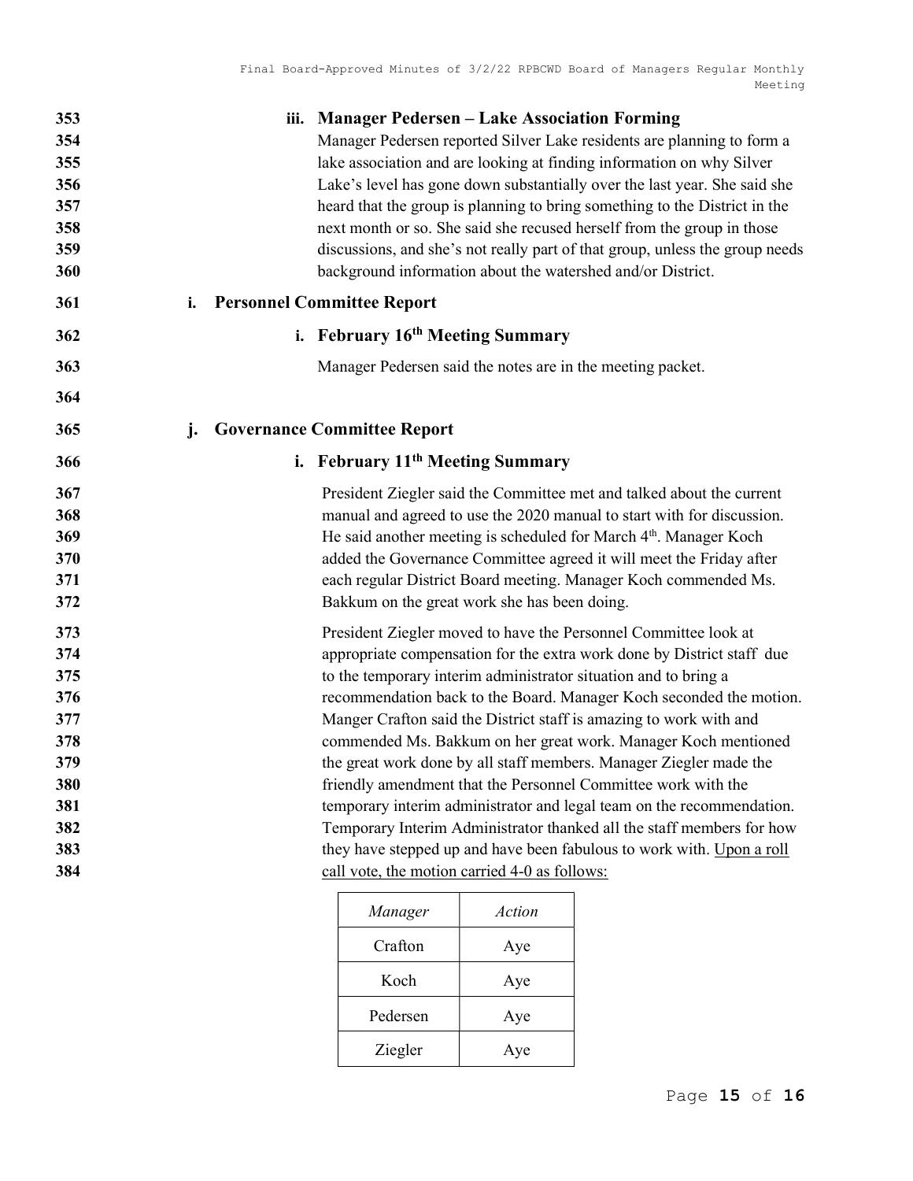#### iii. Manager Pedersen – Lake Association Forming

Manager Pedersen reported Silver Lake residents are planning to form a lake association and are looking at finding information on why Silver Lake's level has gone down substantially over the last year. She said she heard that the group is planning to bring something to the District in the next month or so. She said she recused herself from the group in those discussions, and she's not really part of that group, unless the group needs background information about the watershed and/or District.

### i. Personnel Committee Report

#### i. February 16th Meeting Summary

Manager Pedersen said the notes are in the meeting packet.

### j. Governance Committee Report

#### i. February 11th Meeting Summary

President Ziegler said the Committee met and talked about the current manual and agreed to use the 2020 manual to start with for discussion. He said another meeting is scheduled for March 4th. Manager Koch added the Governance Committee agreed it will meet the Friday after each regular District Board meeting. Manager Koch commended Ms. Bakkum on the great work she has been doing.

President Ziegler moved to have the Personnel Committee look at appropriate compensation for the extra work done by District staff due to the temporary interim administrator situation and to bring a recommendation back to the Board. Manager Koch seconded the motion. Manger Crafton said the District staff is amazing to work with and commended Ms. Bakkum on her great work. Manager Koch mentioned the great work done by all staff members. Manager Ziegler made the friendly amendment that the Personnel Committee work with the temporary interim administrator and legal team on the recommendation. Temporary Interim Administrator thanked all the staff members for how they have stepped up and have been fabulous to work with. Upon a roll call vote, the motion carried 4-0 as follows:

| *Manager* | *Action* |
|---|---|
| Crafton | Aye |
| Koch | Aye |
| Pedersen | Aye |
| Ziegler | Aye |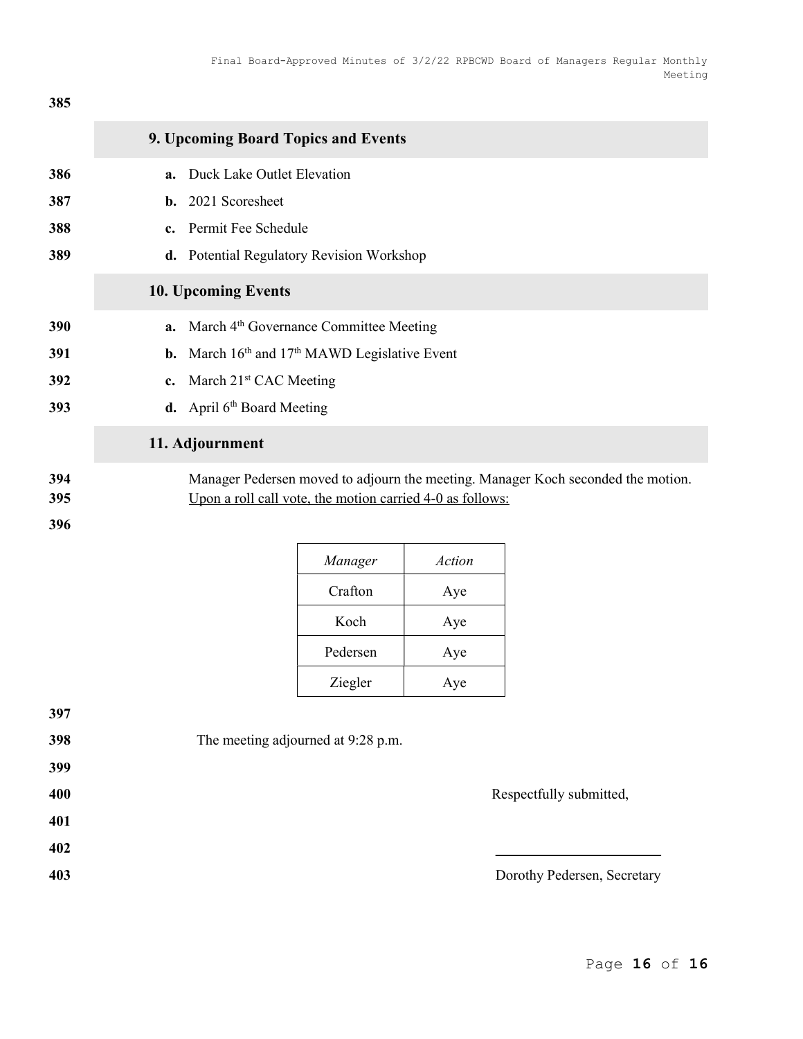## 9. Upcoming Board Topics and Events

a. Duck Lake Outlet Elevation
b. 2021 Scoresheet
c. Permit Fee Schedule
d. Potential Regulatory Revision Workshop

## 10. Upcoming Events

a. March 4th Governance Committee Meeting
b. March 16th and 17th MAWD Legislative Event
c. March 21st CAC Meeting
d. April 6th Board Meeting

## 11. Adjournment

Manager Pedersen moved to adjourn the meeting. Manager Koch seconded the motion. Upon a roll call vote, the motion carried 4-0 as follows:

| *Manager* | *Action* |
|---|---|
| Crafton | Aye |
| Koch | Aye |
| Pedersen | Aye |
| Ziegler | Aye |

The meeting adjourned at 9:28 p.m.

Respectfully submitted,

\_\_\_\_\_\_\_\_\_\_\_\_\_\_\_\_\_\_\_\_\_\_\_\_

Dorothy Pedersen, Secretary